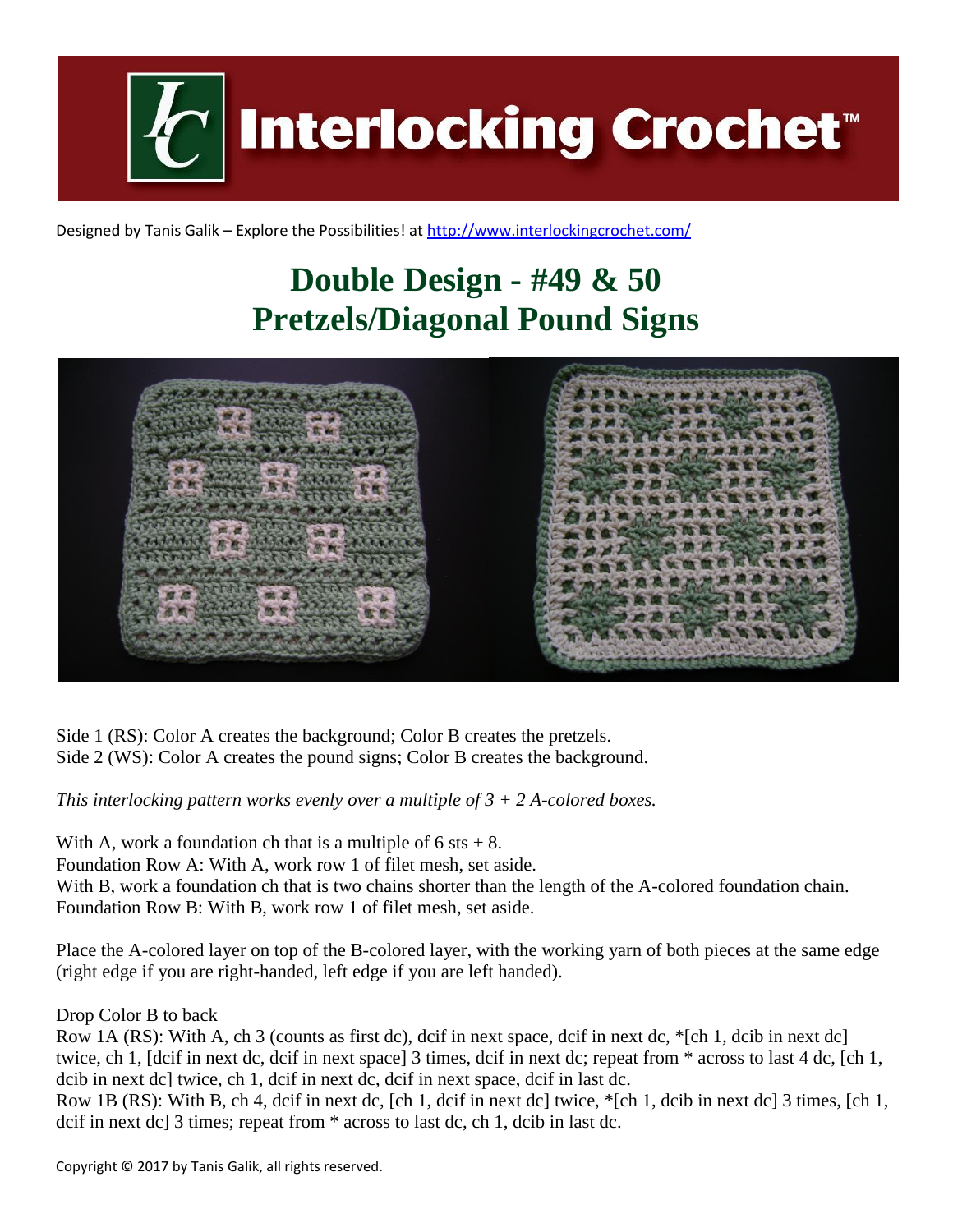Interlocking Crochet™

Designed by Tanis Galik – Explore the Possibilities! at http://www.interlockingcrochet.com/

# Double Design - #49 & 50
# Pretzels/Diagonal Pound Signs

Side 1 (RS): Color A creates the background; Color B creates the pretzels.
Side 2 (WS): Color A creates the pound signs; Color B creates the background.

*This interlocking pattern works evenly over a multiple of 3 + 2 A-colored boxes.*

With A, work a foundation ch that is a multiple of 6 sts + 8.
Foundation Row A: With A, work row 1 of filet mesh, set aside.
With B, work a foundation ch that is two chains shorter than the length of the A-colored foundation chain.
Foundation Row B: With B, work row 1 of filet mesh, set aside.

Place the A-colored layer on top of the B-colored layer, with the working yarn of both pieces at the same edge (right edge if you are right-handed, left edge if you are left handed).

Drop Color B to back
Row 1A (RS): With A, ch 3 (counts as first dc), dcif in next space, dcif in next dc, *[ch 1, dcib in next dc] twice, ch 1, [dcif in next dc, dcif in next space] 3 times, dcif in next dc; repeat from * across to last 4 dc, [ch 1, dcib in next dc] twice, ch 1, dcif in next dc, dcif in next space, dcif in last dc.
Row 1B (RS): With B, ch 4, dcif in next dc, [ch 1, dcif in next dc] twice, *[ch 1, dcib in next dc] 3 times, [ch 1, dcif in next dc] 3 times; repeat from * across to last dc, ch 1, dcib in last dc.

Copyright © 2017 by Tanis Galik, all rights reserved.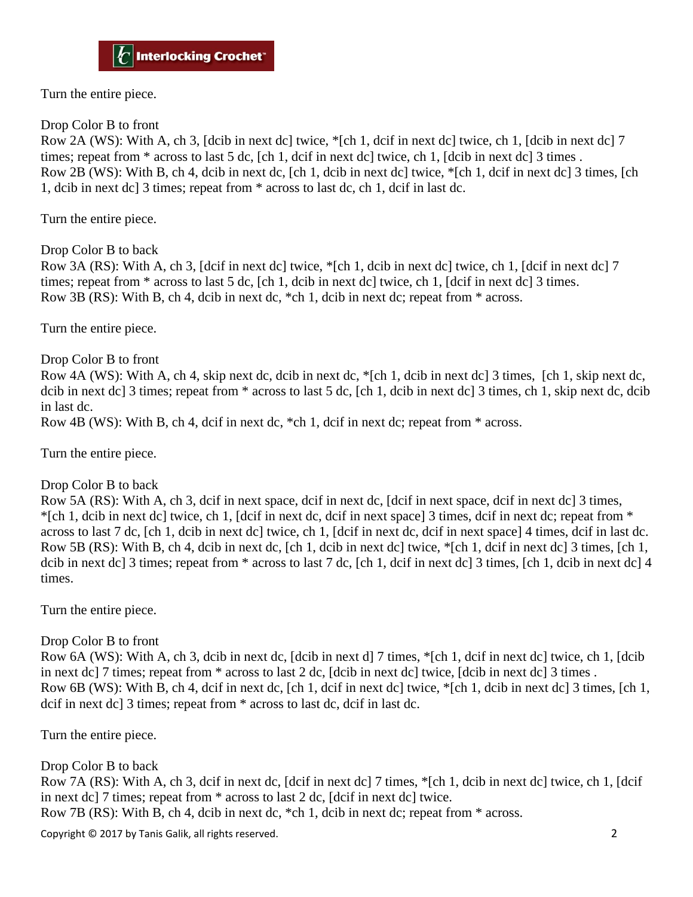Turn the entire piece.

Drop Color B to front

Row 2A (WS): With A, ch 3, [dcib in next dc] twice, *[ch 1, dcif in next dc] twice, ch 1, [dcib in next dc] 7 times; repeat from * across to last 5 dc, [ch 1, dcif in next dc] twice, ch 1, [dcib in next dc] 3 times .

Row 2B (WS): With B, ch 4, dcib in next dc, [ch 1, dcib in next dc] twice, *[ch 1, dcif in next dc] 3 times, [ch 1, dcib in next dc] 3 times; repeat from * across to last dc, ch 1, dcif in last dc.

Turn the entire piece.

Drop Color B to back

Row 3A (RS): With A, ch 3, [dcif in next dc] twice, *[ch 1, dcib in next dc] twice, ch 1, [dcif in next dc] 7 times; repeat from * across to last 5 dc, [ch 1, dcib in next dc] twice, ch 1, [dcif in next dc] 3 times.

Row 3B (RS): With B, ch 4, dcib in next dc, *ch 1, dcib in next dc; repeat from * across.

Turn the entire piece.

Drop Color B to front

Row 4A (WS): With A, ch 4, skip next dc, dcib in next dc, *[ch 1, dcib in next dc] 3 times, [ch 1, skip next dc, dcib in next dc] 3 times; repeat from * across to last 5 dc, [ch 1, dcib in next dc] 3 times, ch 1, skip next dc, dcib in last dc.

Row 4B (WS): With B, ch 4, dcif in next dc, *ch 1, dcif in next dc; repeat from * across.

Turn the entire piece.

Drop Color B to back

Row 5A (RS): With A, ch 3, dcif in next space, dcif in next dc, [dcif in next space, dcif in next dc] 3 times, *[ch 1, dcib in next dc] twice, ch 1, [dcif in next dc, dcif in next space] 3 times, dcif in next dc; repeat from * across to last 7 dc, [ch 1, dcib in next dc] twice, ch 1, [dcif in next dc, dcif in next space] 4 times, dcif in last dc.

Row 5B (RS): With B, ch 4, dcib in next dc, [ch 1, dcib in next dc] twice, *[ch 1, dcif in next dc] 3 times, [ch 1, dcib in next dc] 3 times; repeat from * across to last 7 dc, [ch 1, dcif in next dc] 3 times, [ch 1, dcib in next dc] 4 times.

Turn the entire piece.

Drop Color B to front

Row 6A (WS): With A, ch 3, dcib in next dc, [dcib in next d] 7 times, *[ch 1, dcif in next dc] twice, ch 1, [dcib in next dc] 7 times; repeat from * across to last 2 dc, [dcib in next dc] twice, [dcib in next dc] 3 times .

Row 6B (WS): With B, ch 4, dcif in next dc, [ch 1, dcif in next dc] twice, *[ch 1, dcib in next dc] 3 times, [ch 1, dcif in next dc] 3 times; repeat from * across to last dc, dcif in last dc.

Turn the entire piece.

Drop Color B to back

Row 7A (RS): With A, ch 3, dcif in next dc, [dcif in next dc] 7 times, *[ch 1, dcib in next dc] twice, ch 1, [dcif in next dc] 7 times; repeat from * across to last 2 dc, [dcif in next dc] twice.

Row 7B (RS): With B, ch 4, dcib in next dc, *ch 1, dcib in next dc; repeat from * across.

Copyright © 2017 by Tanis Galik, all rights reserved.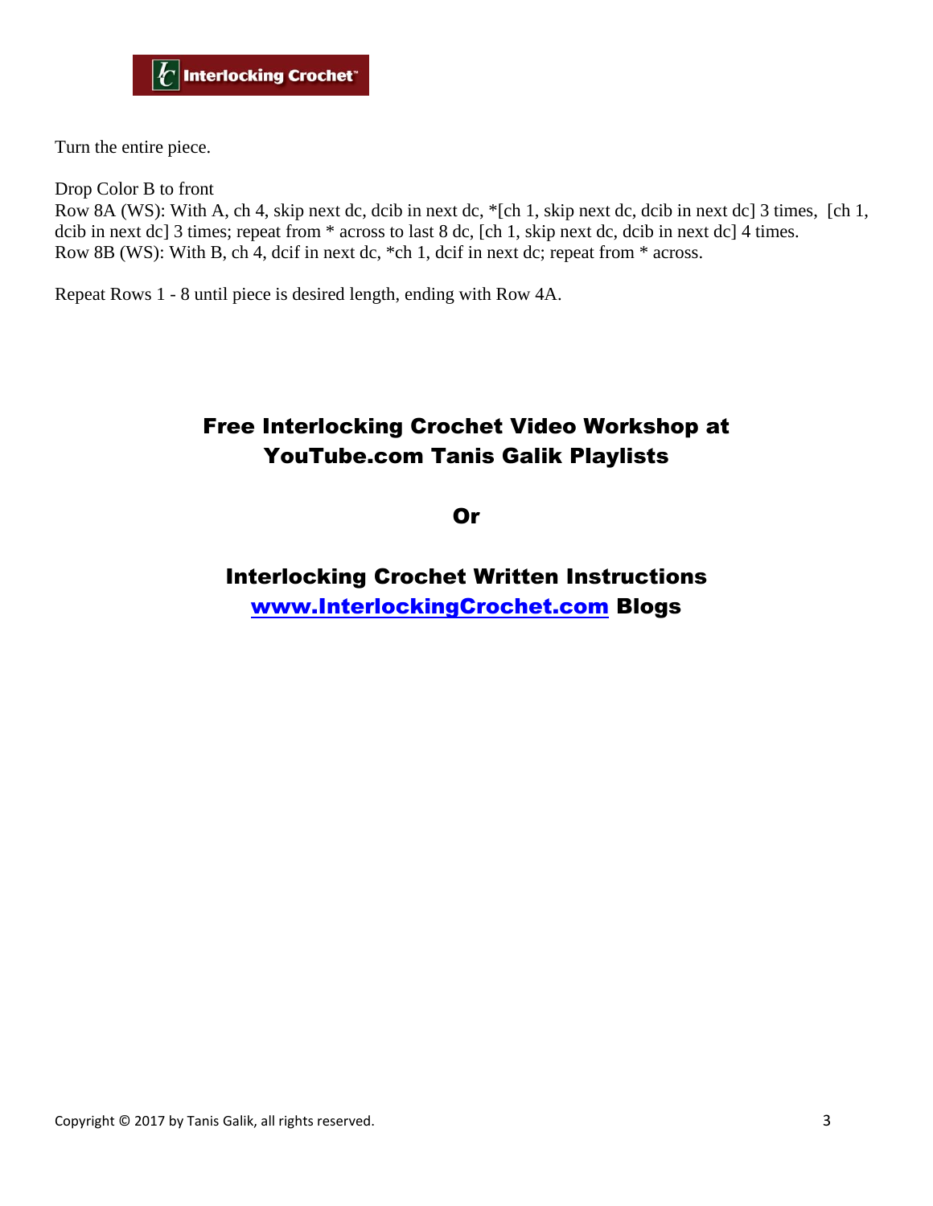Turn the entire piece.

Drop Color B to front
Row 8A (WS): With A, ch 4, skip next dc, dcib in next dc, *[ch 1, skip next dc, dcib in next dc] 3 times, [ch 1, dcib in next dc] 3 times; repeat from * across to last 8 dc, [ch 1, skip next dc, dcib in next dc] 4 times.
Row 8B (WS): With B, ch 4, dcif in next dc, *ch 1, dcif in next dc; repeat from * across.

Repeat Rows 1 - 8 until piece is desired length, ending with Row 4A.

**Free Interlocking Crochet Video Workshop at YouTube.com Tanis Galik Playlists**

**Or**

**Interlocking Crochet Written Instructions [www.InterlockingCrochet.com](http://www.InterlockingCrochet.com) Blogs**

Copyright © 2017 by Tanis Galik, all rights reserved.